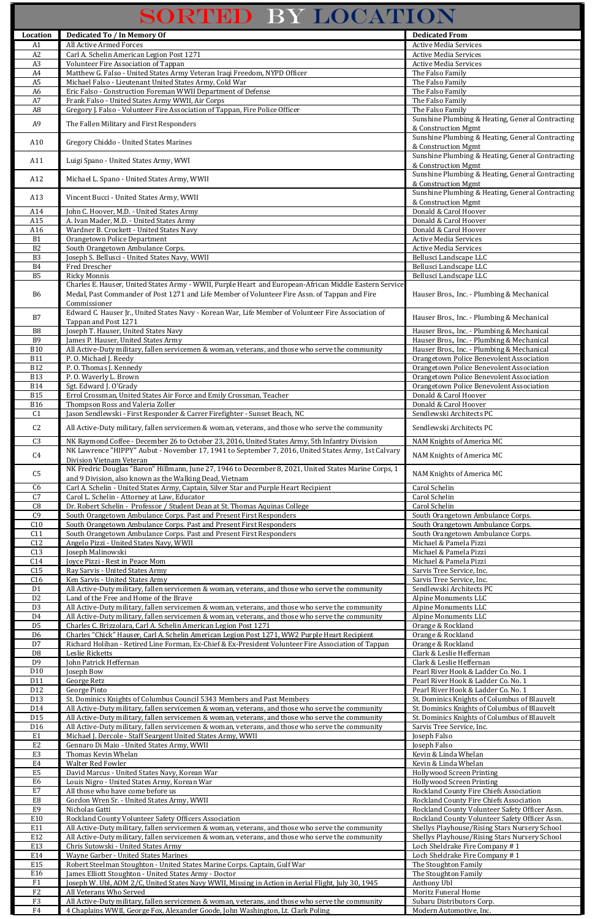# SORTED BY LOCATION

| Location | Dedicated To / In Memory Of | Dedicated From |
|---|---|---|
| A1 | All Active Armed Forces | Active Media Services |
| A2 | Carl A. Schelin American Legion Post 1271 | Active Media Services |
| A3 | Volunteer Fire Association of Tappan | Active Media Services |
| A4 | Matthew G. Falso - United States Army Veteran Iraqi Freedom, NYPD Officer | The Falso Family |
| A5 | Michael Falso - Lieutenant United States Army, Cold War | The Falso Family |
| A6 | Eric Falso - Construction Foreman WWII Department of Defense | The Falso Family |
| A7 | Frank Falso - United States Army WWII, Air Corps | The Falso Family |
| A8 | Gregory J. Falso - Volunteer Fire Association of Tappan, Fire Police Officer | The Falso Family |
| A9 | The Fallen Military and First Responders | Sunshine Plumbing & Heating, General Contracting & Construction Mgmt |
| A10 | Gregory Chiddo - United States Marines | Sunshine Plumbing & Heating, General Contracting & Construction Mgmt |
| A11 | Luigi Spano - United States Army, WWI | Sunshine Plumbing & Heating, General Contracting & Construction Mgmt |
| A12 | Michael L. Spano - United States Army, WWII | Sunshine Plumbing & Heating, General Contracting & Construction Mgmt |
| A13 | Vincent Bucci - United States Army, WWII | Sunshine Plumbing & Heating, General Contracting & Construction Mgmt |
| A14 | John C. Hoover, M.D. - United States Army | Donald & Carol Hoover |
| A15 | A. Ivan Mader, M.D. - United States Army | Donald & Carol Hoover |
| A16 | Wardner B. Crockett - United States Navy | Donald & Carol Hoover |
| B1 | Orangetown Police Department | Active Media Services |
| B2 | South Orangetown Ambulance Corps. | Active Media Services |
| B3 | Joseph S. Bellusci - United States Navy, WWII | Bellusci Landscape LLC |
| B4 | Fred Drescher | Bellusci Landscape LLC |
| B5 | Ricky Monnis | Bellusci Landscape LLC |
| B6 | Charles E. Hauser, United States Army - WWII, Purple Heart and European-African Middle Eastern Service Medal, Past Commander of Post 1271 and Life Member of Volunteer Fire Assn. of Tappan and Fire Commissioner | Hauser Bros., Inc. - Plumbing & Mechanical |
| B7 | Edward C. Hauser Jr., United States Navy - Korean War, Life Member of Volunteer Fire Association of Tappan and Post 1271 | Hauser Bros., Inc. - Plumbing & Mechanical |
| B8 | Joseph T. Hauser, United States Navy | Hauser Bros., Inc. - Plumbing & Mechanical |
| B9 | James P. Hauser, United States Army | Hauser Bros., Inc. - Plumbing & Mechanical |
| B10 | All Active-Duty military, fallen servicemen & woman, veterans, and those who serve the community | Hauser Bros., Inc. - Plumbing & Mechanical |
| B11 | P. O. Michael J. Reedy | Orangetown Police Benevolent Association |
| B12 | P. O. Thomas J. Kennedy | Orangetown Police Benevolent Association |
| B13 | P. O. Waverly L. Brown | Orangetown Police Benevolent Association |
| B14 | Sgt. Edward J. O'Grady | Orangetown Police Benevolent Association |
| B15 | Errol Crossman, United States Air Force and Emily Crossman, Teacher | Donald & Carol Hoover |
| B16 | Thompson Ross and Valeria Zoller | Donald & Carol Hoover |
| C1 | Jason Sendlewski - First Responder & Carrer Firefighter - Sunset Beach, NC | Sendlewski Architects PC |
| C2 | All Active-Duty military, fallen servicemen & woman, veterans, and those who serve the community | Sendlewski Architects PC |
| C3 | NK Raymond Coffee - December 26 to October 23, 2016, United States Army, 5th Infantry Division | NAM Knights of America MC |
| C4 | NK Lawrence "HIPPY" Aubut - November 17, 1941 to September 7, 2016, United States Army, 1st Calvary Division Vietnam Veteran | NAM Knights of America MC |
| C5 | NK Fredric Douglas "Baron" Hillmann, June 27, 1946 to December 8, 2021, United States Marine Corps, 1 and 9 Division, also known as the Walking Dead, Vietnam | NAM Knights of America MC |
| C6 | Carl A. Schelin - United States Army, Captain, Silver Star and Purple Heart Recipient | Carol Schelin |
| C7 | Carol L. Schelin - Attorney at Law, Educator | Carol Schelin |
| C8 | Dr. Robert Schelin - Professor / Student Dean at St. Thomas Aquinas College | Carol Schelin |
| C9 | South Orangetown Ambulance Corps. Past and Present First Responders | South Orangetown Ambulance Corps. |
| C10 | South Orangetown Ambulance Corps. Past and Present First Responders | South Orangetown Ambulance Corps. |
| C11 | South Orangetown Ambulance Corps. Past and Present First Responders | South Orangetown Ambulance Corps. |
| C12 | Angelo Pizzi - United States Navy, WWII | Michael & Pamela Pizzi |
| C13 | Joseph Malinowski | Michael & Pamela Pizzi |
| C14 | Joyce Pizzi - Rest in Peace Mom | Michael & Pamela Pizzi |
| C15 | Ray Sarvis - United States Army | Sarvis Tree Service, Inc. |
| C16 | Ken Sarvis - United States Army | Sarvis Tree Service, Inc. |
| D1 | All Active-Duty military, fallen servicemen & woman, veterans, and those who serve the community | Sendlewski Architects PC |
| D2 | Land of the Free and Home of the Brave | Alpine Monuments LLC |
| D3 | All Active-Duty military, fallen servicemen & woman, veterans, and those who serve the community | Alpine Monuments LLC |
| D4 | All Active-Duty military, fallen servicemen & woman, veterans, and those who serve the community | Alpine Monuments LLC |
| D5 | Charles C. Brizzolara, Carl A. Schelin American Legion Post 1271 | Orange & Rockland |
| D6 | Charles "Chick" Hauser, Carl A. Schelin American Legion Post 1271, WW2 Purple Heart Recipient | Orange & Rockland |
| D7 | Richard Holihan - Retired Line Forman, Ex-Chief & Ex-President Volunteer Fire Association of Tappan | Orange & Rockland |
| D8 | Leslie Ricketts | Clark & Leslie Heffernan |
| D9 | John Patrick Heffernan | Clark & Leslie Heffernan |
| D10 | Joseph Bow | Pearl River Hook & Ladder Co. No. 1 |
| D11 | George Retz | Pearl River Hook & Ladder Co. No. 1 |
| D12 | George Pinto | Pearl River Hook & Ladder Co. No. 1 |
| D13 | St. Dominics Knights of Columbus Council 5343 Members and Past Members | St. Dominics Knights of Columbus of Blauvelt |
| D14 | All Active-Duty military, fallen servicemen & woman, veterans, and those who serve the community | St. Dominics Knights of Columbus of Blauvelt |
| D15 | All Active-Duty military, fallen servicemen & woman, veterans, and those who serve the community | St. Dominics Knights of Columbus of Blauvelt |
| D16 | All Active-Duty military, fallen servicemen & woman, veterans, and those who serve the community | Sarvis Tree Service, Inc. |
| E1 | Michael J. Dercole - Staff Seargent United States Army, WWII | Joseph Falso |
| E2 | Gennaro Di Maio - United States Army, WWII | Joseph Falso |
| E3 | Thomas Kevin Whelan | Kevin & Linda Whelan |
| E4 | Walter Red Fowler | Kevin & Linda Whelan |
| E5 | David Marcus - United States Navy, Korean War | Hollywood Screen Printing |
| E6 | Louis Nigro - United States Army, Korean War | Hollywood Screen Printing |
| E7 | All those who have come before us | Rockland County Fire Chiefs Association |
| E8 | Gordon Wren Sr. - United States Army, WWII | Rockland County Fire Chiefs Association |
| E9 | Nicholas Gatti | Rockland County Volunteer Safety Officer Assn. |
| E10 | Rockland County Volunteer Safety Officers Association | Rockland County Volunteer Safety Officer Assn. |
| E11 | All Active-Duty military, fallen servicemen & woman, veterans, and those who serve the community | Shellys Playhouse/Rising Stars Nursery School |
| E12 | All Active-Duty military, fallen servicemen & woman, veterans, and those who serve the community | Shellys Playhouse/Rising Stars Nursery School |
| E13 | Chris Sutowski - United States Army | Loch Sheldrake Fire Company # 1 |
| E14 | Wayne Garber - United States Marines | Loch Sheldrake Fire Company # 1 |
| E15 | Robert Steelman Stoughton - United States Marine Corps. Captain, Gulf War | The Stoughton Family |
| E16 | James Elliott Stoughton - United States Army - Doctor | The Stoughton Family |
| F1 | Joseph W. Ubl, AOM 2/C, United States Navy WWII, Missing in Action in Aerial Flight, July 30, 1945 | Anthony Ubl |
| F2 | All Veterans Who Served | Moritz Funeral Home |
| F3 | All Active-Duty military, fallen servicemen & woman, veterans, and those who serve the community | Subaru Distributors Corp. |
| F4 | 4 Chaplains WWII, George Fox, Alexander Goode, John Washington, Lt. Clark Poling | Modern Automotive, Inc. |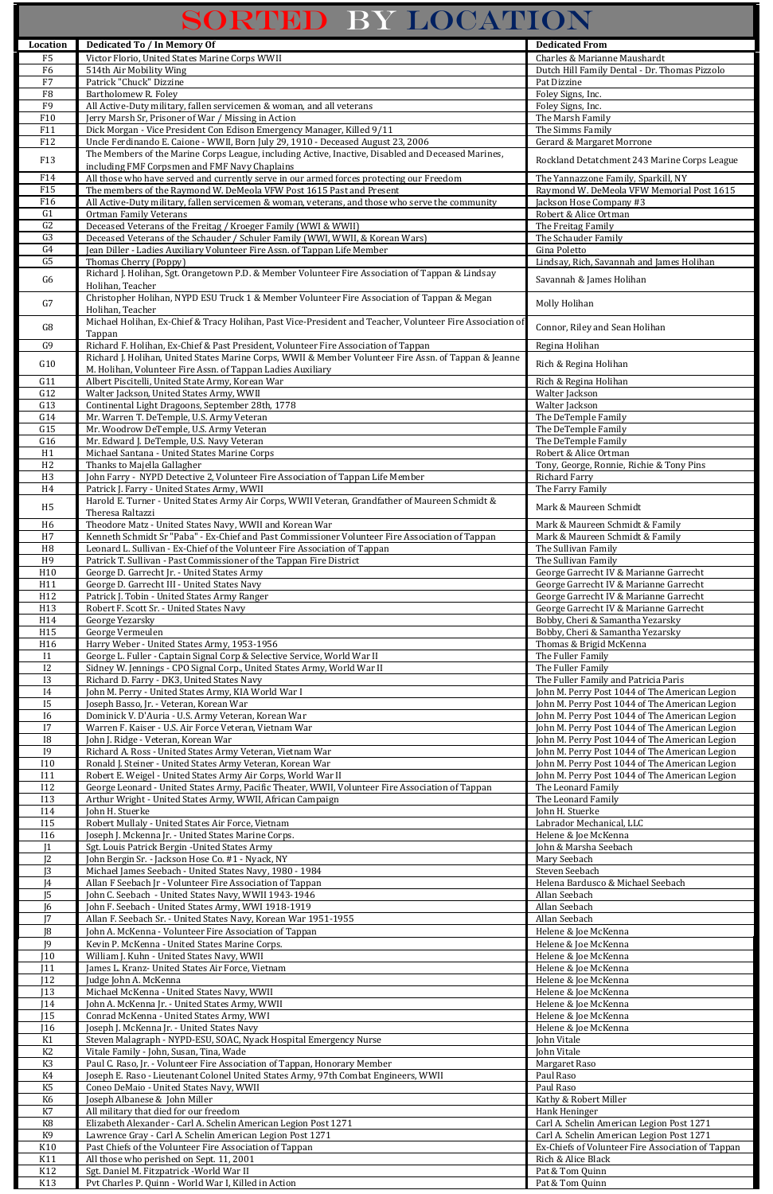# SORTED BY LOCATION

| Location | Dedicated To / In Memory Of | Dedicated From |
|---|---|---|
| F5 | Victor Florio, United States Marine Corps WWII | Charles & Marianne Maushardt |
| F6 | 514th Air Mobility Wing | Dutch Hill Family Dental - Dr. Thomas Pizzolo |
| F7 | Patrick "Chuck" Dizzine | Pat Dizzine |
| F8 | Bartholomew R. Foley | Foley Signs, Inc. |
| F9 | All Active-Duty military, fallen servicemen & woman, and all veterans | Foley Signs, Inc. |
| F10 | Jerry Marsh Sr, Prisoner of War / Missing in Action | The Marsh Family |
| F11 | Dick Morgan - Vice President Con Edison Emergency Manager, Killed 9/11 | The Simms Family |
| F12 | Uncle Ferdinando E. Caione - WWII, Born July 29, 1910 - Deceased August 23, 2006 | Gerard & Margaret Morrone |
| F13 | The Members of the Marine Corps League, including Active, Inactive, Disabled and Deceased Marines, including FMF Corpsmen and FMF Navy Chaplains | Rockland Detatchment 243 Marine Corps League |
| F14 | All those who have served and currently serve in our armed forces protecting our Freedom | The Yannazzone Family, Sparkill, NY |
| F15 | The members of the Raymond W. DeMeola VFW Post 1615 Past and Present | Raymond W. DeMeola VFW Memorial Post 1615 |
| F16 | All Active-Duty military, fallen servicemen & woman, veterans, and those who serve the community | Jackson Hose Company #3 |
| G1 | Ortman Family Veterans | Robert & Alice Ortman |
| G2 | Deceased Veterans of the Freitag / Kroeger Family (WWI & WWII) | The Freitag Family |
| G3 | Deceased Veterans of the Schauder / Schuler Family (WWI, WWII, & Korean Wars) | The Schauder Family |
| G4 | Jean Diller - Ladies Auxiliary Volunteer Fire Assn. of Tappan Life Member | Gina Poletto |
| G5 | Thomas Cherry (Poppy) | Lindsay, Rich, Savannah and James Holihan |
| G6 | Richard J. Holihan, Sgt. Orangetown P.D. & Member Volunteer Fire Association of Tappan & Lindsay Holihan, Teacher | Savannah & James Holihan |
| G7 | Christopher Holihan, NYPD ESU Truck 1 & Member Volunteer Fire Association of Tappan & Megan Holihan, Teacher | Molly Holihan |
| G8 | Michael Holihan, Ex-Chief & Tracy Holihan, Past Vice-President and Teacher, Volunteer Fire Association of Tappan | Connor, Riley and Sean Holihan |
| G9 | Richard F. Holihan, Ex-Chief & Past President, Volunteer Fire Association of Tappan | Regina Holihan |
| G10 | Richard J. Holihan, United States Marine Corps, WWII & Member Volunteer Fire Assn. of Tappan & Jeanne M. Holihan, Volunteer Fire Assn. of Tappan Ladies Auxiliary | Rich & Regina Holihan |
| G11 | Albert Piscitelli, United State Army, Korean War | Rich & Regina Holihan |
| G12 | Walter Jackson, United States Army, WWII | Walter Jackson |
| G13 | Continental Light Dragoons, September 28th, 1778 | Walter Jackson |
| G14 | Mr. Warren T. DeTemple, U.S. Army Veteran | The DeTemple Family |
| G15 | Mr. Woodrow DeTemple, U.S. Army Veteran | The DeTemple Family |
| G16 | Mr. Edward J. DeTemple, U.S. Navy Veteran | The DeTemple Family |
| H1 | Michael Santana - United States Marine Corps | Robert & Alice Ortman |
| H2 | Thanks to Majella Gallagher | Tony, George, Ronnie, Richie & Tony Pins |
| H3 | John Farry - NYPD Detective 2, Volunteer Fire Association of Tappan Life Member | Richard Farry |
| H4 | Patrick J. Farry - United States Army, WWII | The Farry Family |
| H5 | Harold E. Turner - United States Army Air Corps, WWII Veteran, Grandfather of Maureen Schmidt & Theresa Raltazzi | Mark & Maureen Schmidt |
| H6 | Theodore Matz - United States Navy, WWII and Korean War | Mark & Maureen Schmidt & Family |
| H7 | Kenneth Schmidt Sr "Paba" - Ex-Chief and Past Commissioner Volunteer Fire Association of Tappan | Mark & Maureen Schmidt & Family |
| H8 | Leonard L. Sullivan - Ex-Chief of the Volunteer Fire Association of Tappan | The Sullivan Family |
| H9 | Patrick T. Sullivan - Past Commissioner of the Tappan Fire District | The Sullivan Family |
| H10 | George D. Garrecht Jr. - United States Army | George Garrecht IV & Marianne Garrecht |
| H11 | George D. Garrecht III - United States Navy | George Garrecht IV & Marianne Garrecht |
| H12 | Patrick J. Tobin - United States Army Ranger | George Garrecht IV & Marianne Garrecht |
| H13 | Robert F. Scott Sr. - United States Navy | George Garrecht IV & Marianne Garrecht |
| H14 | George Yezarsky | Bobby, Cheri & Samantha Yezarsky |
| H15 | George Vermeulen | Bobby, Cheri & Samantha Yezarsky |
| H16 | Harry Weber - United States Army, 1953-1956 | Thomas & Brigid McKenna |
| I1 | George L. Fuller - Captain Signal Corp & Selective Service, World War II | The Fuller Family |
| I2 | Sidney W. Jennings - CPO Signal Corp., United States Army, World War II | The Fuller Family |
| I3 | Richard D. Farry - DK3, United States Navy | The Fuller Family and Patricia Paris |
| I4 | John M. Perry - United States Army, KIA World War I | John M. Perry Post 1044 of The American Legion |
| I5 | Joseph Basso, Jr. - Veteran, Korean War | John M. Perry Post 1044 of The American Legion |
| I6 | Dominick V. D'Auria - U.S. Army Veteran, Korean War | John M. Perry Post 1044 of The American Legion |
| I7 | Warren F. Kaiser - U.S. Air Force Veteran, Vietnam War | John M. Perry Post 1044 of The American Legion |
| I8 | John J. Ridge - Veteran, Korean War | John M. Perry Post 1044 of The American Legion |
| I9 | Richard A. Ross - United States Army Veteran, Vietnam War | John M. Perry Post 1044 of The American Legion |
| I10 | Ronald J. Steiner - United States Army Veteran, Korean War | John M. Perry Post 1044 of The American Legion |
| I11 | Robert E. Weigel - United States Army Air Corps, World War II | John M. Perry Post 1044 of The American Legion |
| I12 | George Leonard - United States Army, Pacific Theater, WWII, Volunteer Fire Association of Tappan | The Leonard Family |
| I13 | Arthur Wright - United States Army, WWII, African Campaign | The Leonard Family |
| I14 | John H. Stuerke | John H. Stuerke |
| I15 | Robert Mullaly - United States Air Force, Vietnam | Labrador Mechanical, LLC |
| I16 | Joseph J. Mckenna Jr. - United States Marine Corps. | Helene & Joe McKenna |
| J1 | Sgt. Louis Patrick Bergin -United States Army | John & Marsha Seebach |
| J2 | John Bergin Sr. - Jackson Hose Co. #1 - Nyack, NY | Mary Seebach |
| J3 | Michael James Seebach - United States Navy, 1980 - 1984 | Steven Seebach |
| J4 | Allan F Seebach Jr - Volunteer Fire Association of Tappan | Helena Bardusco & Michael Seebach |
| J5 | John C. Seebach - United States Navy, WWII 1943-1946 | Allan Seebach |
| J6 | John F. Seebach - United States Army, WWI 1918-1919 | Allan Seebach |
| J7 | Allan F. Seebach Sr. - United States Navy, Korean War 1951-1955 | Allan Seebach |
| J8 | John A. McKenna - Volunteer Fire Association of Tappan | Helene & Joe McKenna |
| J9 | Kevin P. McKenna - United States Marine Corps. | Helene & Joe McKenna |
| J10 | William J. Kuhn - United States Navy, WWII | Helene & Joe McKenna |
| J11 | James L. Kranz- United States Air Force, Vietnam | Helene & Joe McKenna |
| J12 | Judge John A. McKenna | Helene & Joe McKenna |
| J13 | Michael McKenna - United States Navy, WWII | Helene & Joe McKenna |
| J14 | John A. McKenna Jr. - United States Army, WWII | Helene & Joe McKenna |
| J15 | Conrad McKenna - United States Army, WWI | Helene & Joe McKenna |
| J16 | Joseph J. McKenna Jr. - United States Navy | Helene & Joe McKenna |
| K1 | Steven Malagraph - NYPD-ESU, SOAC, Nyack Hospital Emergency Nurse | John Vitale |
| K2 | Vitale Family - John, Susan, Tina, Wade | John Vitale |
| K3 | Paul C. Raso, Jr. - Volunteer Fire Association of Tappan, Honorary Member | Margaret Raso |
| K4 | Joseph E. Raso - Lieutenant Colonel United States Army, 97th Combat Engineers, WWII | Paul Raso |
| K5 | Coneo DeMaio - United States Navy, WWII | Paul Raso |
| K6 | Joseph Albanese & John Miller | Kathy & Robert Miller |
| K7 | All military that died for our freedom | Hank Heninger |
| K8 | Elizabeth Alexander - Carl A. Schelin American Legion Post 1271 | Carl A. Schelin American Legion Post 1271 |
| K9 | Lawrence Gray - Carl A. Schelin American Legion Post 1271 | Carl A. Schelin American Legion Post 1271 |
| K10 | Past Chiefs of the Volunteer Fire Association of Tappan | Ex-Chiefs of Volunteer Fire Association of Tappan |
| K11 | All those who perished on Sept. 11, 2001 | Rich & Alice Black |
| K12 | Sgt. Daniel M. Fitzpatrick -World War II | Pat & Tom Quinn |
| K13 | Pvt Charles P. Quinn - World War I, Killed in Action | Pat & Tom Quinn |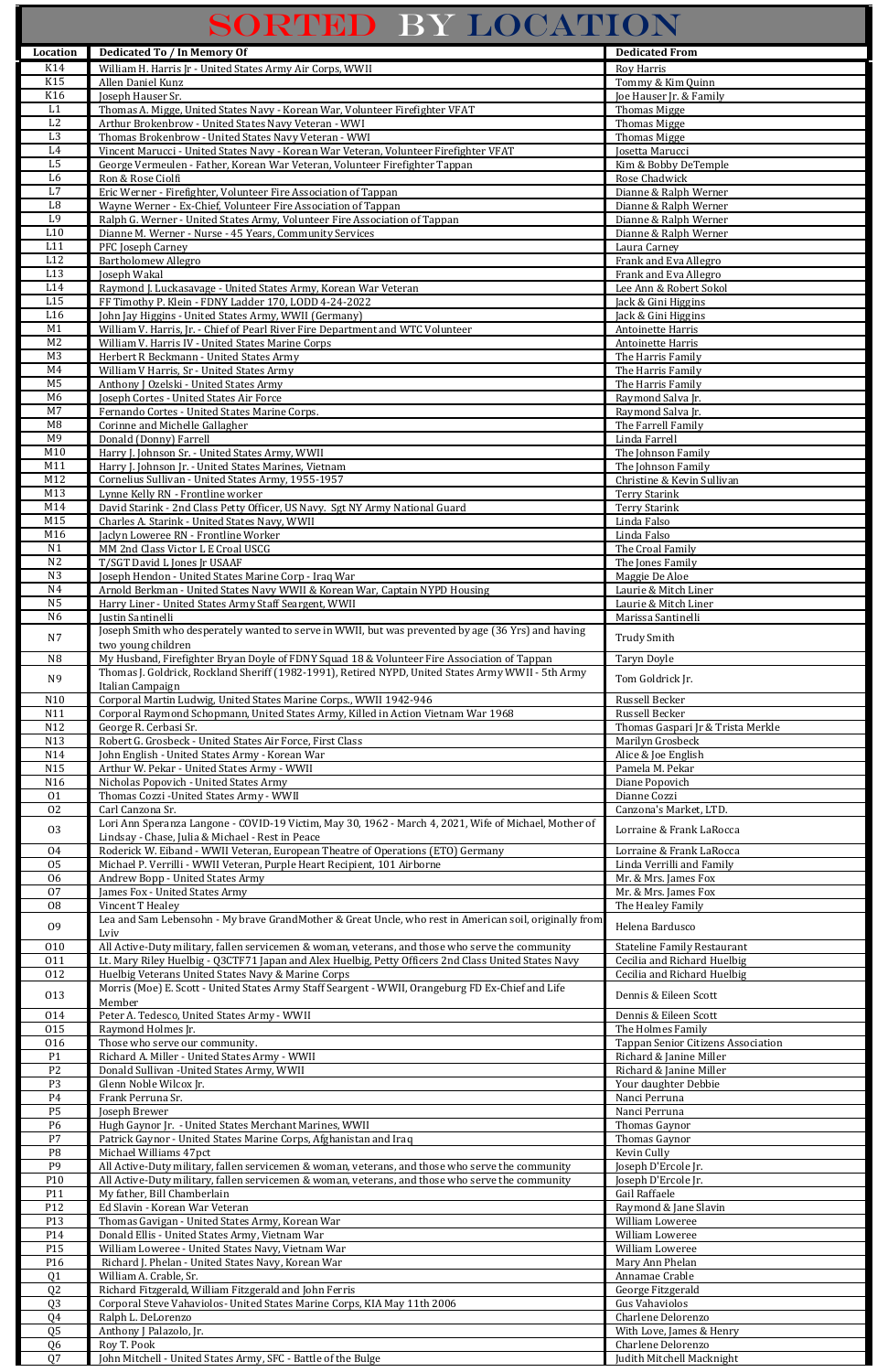# SORTED BY LOCATION

| Location | Dedicated To / In Memory Of | Dedicated From |
|---|---|---|
| K14 | William H. Harris Jr - United States Army Air Corps, WWII | Roy Harris |
| K15 | Allen Daniel Kunz | Tommy & Kim Quinn |
| K16 | Joseph Hauser Sr. | Joe Hauser Jr. & Family |
| L1 | Thomas A. Migge, United States Navy - Korean War, Volunteer Firefighter VFAT | Thomas Migge |
| L2 | Arthur Brokenbrow - United States Navy Veteran - WWI | Thomas Migge |
| L3 | Thomas Brokenbrow - United States Navy Veteran - WWI | Thomas Migge |
| L4 | Vincent Marucci - United States Navy - Korean War Veteran, Volunteer Firefighter VFAT | Josetta Marucci |
| L5 | George Vermeulen - Father, Korean War Veteran, Volunteer Firefighter Tappan | Kim & Bobby DeTemple |
| L6 | Ron & Rose Ciolfi | Rose Chadwick |
| L7 | Eric Werner - Firefighter, Volunteer Fire Association of Tappan | Dianne & Ralph Werner |
| L8 | Wayne Werner - Ex-Chief, Volunteer Fire Association of Tappan | Dianne & Ralph Werner |
| L9 | Ralph G. Werner - United States Army, Volunteer Fire Association of Tappan | Dianne & Ralph Werner |
| L10 | Dianne M. Werner - Nurse - 45 Years, Community Services | Dianne & Ralph Werner |
| L11 | PFC Joseph Carney | Laura Carney |
| L12 | Bartholomew Allegro | Frank and Eva Allegro |
| L13 | Joseph Wakal | Frank and Eva Allegro |
| L14 | Raymond J. Luckasavage - United States Army, Korean War Veteran | Lee Ann & Robert Sokol |
| L15 | FF Timothy P. Klein - FDNY Ladder 170, LODD 4-24-2022 | Jack & Gini Higgins |
| L16 | John Jay Higgins - United States Army, WWII (Germany) | Jack & Gini Higgins |
| M1 | William V. Harris, Jr. - Chief of Pearl River Fire Department and WTC Volunteer | Antoinette Harris |
| M2 | William V. Harris IV - United States Marine Corps | Antoinette Harris |
| M3 | Herbert R Beckmann - United States Army | The Harris Family |
| M4 | William V Harris, Sr - United States Army | The Harris Family |
| M5 | Anthony J Ozelski - United States Army | The Harris Family |
| M6 | Joseph Cortes - United States Air Force | Raymond Salva Jr. |
| M7 | Fernando Cortes - United States Marine Corps. | Raymond Salva Jr. |
| M8 | Corinne and Michelle Gallagher | The Farrell Family |
| M9 | Donald (Donny) Farrell | Linda Farrell |
| M10 | Harry J. Johnson Sr. - United States Army, WWII | The Johnson Family |
| M11 | Harry J. Johnson Jr. - United States Marines, Vietnam | The Johnson Family |
| M12 | Cornelius Sullivan - United States Army, 1955-1957 | Christine & Kevin Sullivan |
| M13 | Lynne Kelly RN - Frontline worker | Terry Starink |
| M14 | David Starink - 2nd Class Petty Officer, US Navy. Sgt NY Army National Guard | Terry Starink |
| M15 | Charles A. Starink - United States Navy, WWII | Linda Falso |
| M16 | Jaclyn Loweree RN - Frontline Worker | Linda Falso |
| N1 | MM 2nd Class Victor L E Croal USCG | The Croal Family |
| N2 | T/SGT David L Jones Jr USAAF | The Jones Family |
| N3 | Joseph Hendon - United States Marine Corp - Iraq War | Maggie De Aloe |
| N4 | Arnold Berkman - United States Navy WWII & Korean War, Captain NYPD Housing | Laurie & Mitch Liner |
| N5 | Harry Liner - United States Army Staff Seargent, WWII | Laurie & Mitch Liner |
| N6 | Justin Santinelli | Marissa Santinelli |
| N7 | Joseph Smith who desperately wanted to serve in WWII, but was prevented by age (36 Yrs) and having two young children | Trudy Smith |
| N8 | My Husband, Firefighter Bryan Doyle of FDNY Squad 18 & Volunteer Fire Association of Tappan | Taryn Doyle |
| N9 | Thomas J. Goldrick, Rockland Sheriff (1982-1991), Retired NYPD, United States Army WWII - 5th Army Italian Campaign | Tom Goldrick Jr. |
| N10 | Corporal Martin Ludwig, United States Marine Corps., WWII 1942-946 | Russell Becker |
| N11 | Corporal Raymond Schopmann, United States Army, Killed in Action Vietnam War 1968 | Russell Becker |
| N12 | George R. Cerbasi Sr. | Thomas Gaspari Jr & Trista Merkle |
| N13 | Robert G. Grosbeck - United States Air Force, First Class | Marilyn Grosbeck |
| N14 | John English - United States Army - Korean War | Alice & Joe English |
| N15 | Arthur W. Pekar - United States Army - WWII | Pamela M. Pekar |
| N16 | Nicholas Popovich - United States Army | Diane Popovich |
| O1 | Thomas Cozzi -United States Army - WWII | Dianne Cozzi |
| O2 | Carl Canzona Sr. | Canzona's Market, LTD. |
| O3 | Lori Ann Speranza Langone - COVID-19 Victim, May 30, 1962 - March 4, 2021, Wife of Michael, Mother of Lindsay - Chase, Julia & Michael - Rest in Peace | Lorraine & Frank LaRocca |
| O4 | Roderick W. Eiband - WWII Veteran, European Theatre of Operations (ETO) Germany | Lorraine & Frank LaRocca |
| O5 | Michael P. Verrilli - WWII Veteran, Purple Heart Recipient, 101 Airborne | Linda Verrilli and Family |
| O6 | Andrew Bopp - United States Army | Mr. & Mrs. James Fox |
| O7 | James Fox - United States Army | Mr. & Mrs. James Fox |
| O8 | Vincent T Healey | The Healey Family |
| O9 | Lea and Sam Lebensohn - My brave GrandMother & Great Uncle, who rest in American soil, originally from Lviv | Helena Bardusco |
| O10 | All Active-Duty military, fallen servicemen & woman, veterans, and those who serve the community | Stateline Family Restaurant |
| O11 | Lt. Mary Riley Huelbig - Q3CTF71 Japan and Alex Huelbig, Petty Officers 2nd Class United States Navy | Cecilia and Richard Huelbig |
| O12 | Huelbig Veterans United States Navy & Marine Corps | Cecilia and Richard Huelbig |
| O13 | Morris (Moe) E. Scott - United States Army Staff Seargent - WWII, Orangeburg FD Ex-Chief and Life Member | Dennis & Eileen Scott |
| O14 | Peter A. Tedesco, United States Army - WWII | Dennis & Eileen Scott |
| O15 | Raymond Holmes Jr. | The Holmes Family |
| O16 | Those who serve our community. | Tappan Senior Citizens Association |
| P1 | Richard A. Miller - United States Army - WWII | Richard & Janine Miller |
| P2 | Donald Sullivan -United States Army, WWII | Richard & Janine Miller |
| P3 | Glenn Noble Wilcox Jr. | Your daughter Debbie |
| P4 | Frank Perruna Sr. | Nanci Perruna |
| P5 | Joseph Brewer | Nanci Perruna |
| P6 | Hugh Gaynor Jr. - United States Merchant Marines, WWII | Thomas Gaynor |
| P7 | Patrick Gaynor - United States Marine Corps, Afghanistan and Iraq | Thomas Gaynor |
| P8 | Michael Williams 47pct | Kevin Cully |
| P9 | All Active-Duty military, fallen servicemen & woman, veterans, and those who serve the community | Joseph D'Ercole Jr. |
| P10 | All Active-Duty military, fallen servicemen & woman, veterans, and those who serve the community | Joseph D'Ercole Jr. |
| P11 | My father, Bill Chamberlain | Gail Raffaele |
| P12 | Ed Slavin - Korean War Veteran | Raymond & Jane Slavin |
| P13 | Thomas Gavigan - United States Army, Korean War | William Loweree |
| P14 | Donald Ellis - United States Army, Vietnam War | William Loweree |
| P15 | William Loweree - United States Navy, Vietnam War | William Loweree |
| P16 | Richard J. Phelan - United States Navy, Korean War | Mary Ann Phelan |
| Q1 | William A. Crable, Sr. | Annamae Crable |
| Q2 | Richard Fitzgerald, William Fitzgerald and John Ferris | George Fitzgerald |
| Q3 | Corporal Steve Vahaviolos- United States Marine Corps, KIA May 11th 2006 | Gus Vahaviolos |
| Q4 | Ralph L. DeLorenzo | Charlene Delorenzo |
| Q5 | Anthony J Palazolo, Jr. | With Love, James & Henry |
| Q6 | Roy T. Pook | Charlene Delorenzo |
| Q7 | John Mitchell - United States Army, SFC - Battle of the Bulge | Judith Mitchell Macknight |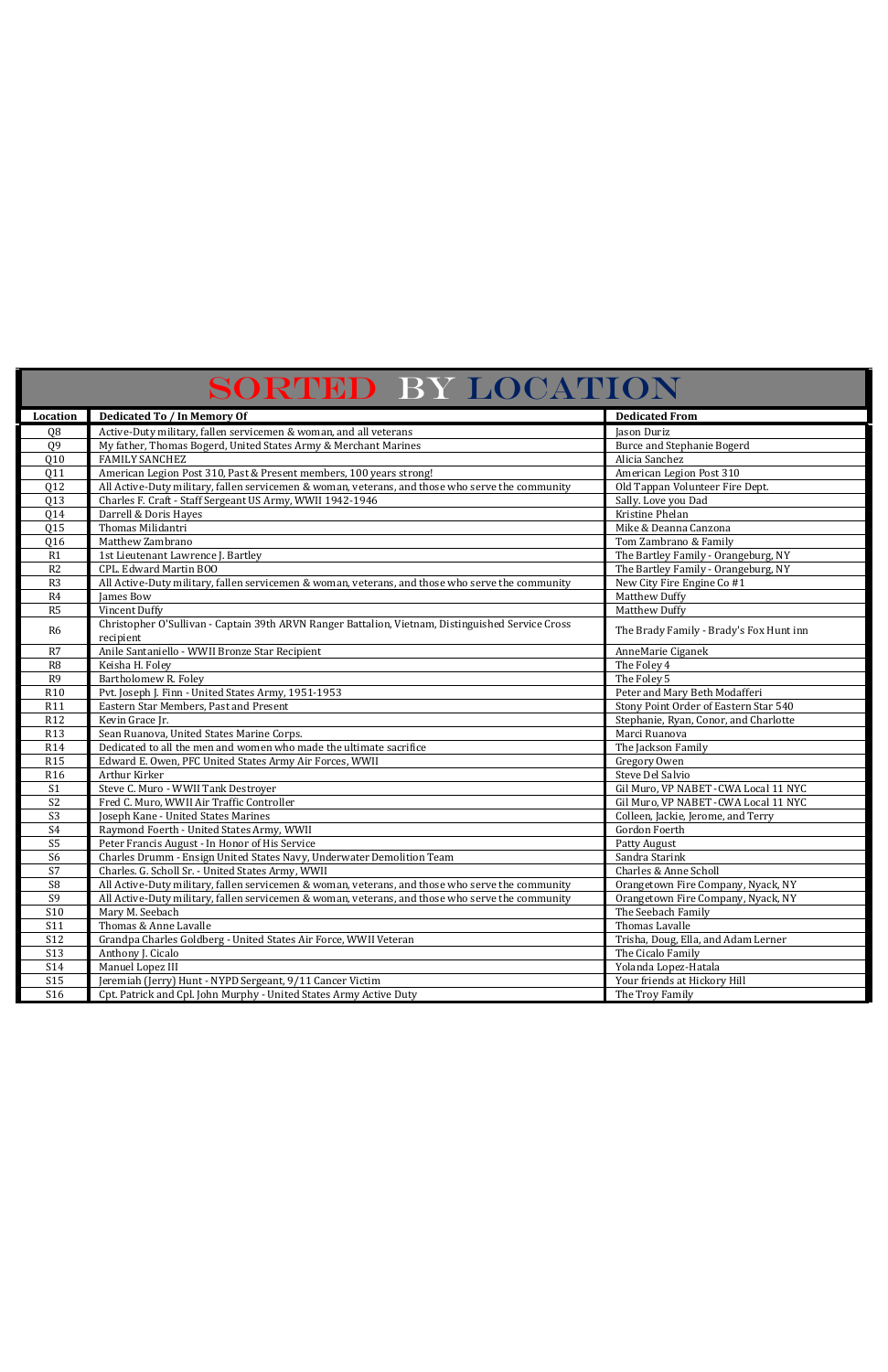# SORTED BY LOCATION

| Location | Dedicated To / In Memory Of | Dedicated From |
|---|---|---|
| Q8 | Active-Duty military, fallen servicemen & woman, and all veterans | Jason Duriz |
| Q9 | My father, Thomas Bogerd, United States Army & Merchant Marines | Burce and Stephanie Bogerd |
| Q10 | FAMILY SANCHEZ | Alicia Sanchez |
| Q11 | American Legion Post 310, Past & Present members, 100 years strong! | American Legion Post 310 |
| Q12 | All Active-Duty military, fallen servicemen & woman, veterans, and those who serve the community | Old Tappan Volunteer Fire Dept. |
| Q13 | Charles F. Craft - Staff Sergeant US Army, WWII 1942-1946 | Sally. Love you Dad |
| Q14 | Darrell & Doris Hayes | Kristine Phelan |
| Q15 | Thomas Milidantri | Mike & Deanna Canzona |
| Q16 | Matthew Zambrano | Tom Zambrano & Family |
| R1 | 1st Lieutenant Lawrence J. Bartley | The Bartley Family - Orangeburg, NY |
| R2 | CPL. Edward Martin BOO | The Bartley Family - Orangeburg, NY |
| R3 | All Active-Duty military, fallen servicemen & woman, veterans, and those who serve the community | New City Fire Engine Co #1 |
| R4 | James Bow | Matthew Duffy |
| R5 | Vincent Duffy | Matthew Duffy |
| R6 | Christopher O'Sullivan - Captain 39th ARVN Ranger Battalion, Vietnam, Distinguished Service Cross recipient | The Brady Family - Brady's Fox Hunt inn |
| R7 | Anile Santaniello - WWII Bronze Star Recipient | AnneMarie Ciganek |
| R8 | Keisha H. Foley | The Foley 4 |
| R9 | Bartholomew R. Foley | The Foley 5 |
| R10 | Pvt. Joseph J. Finn - United States Army, 1951-1953 | Peter and Mary Beth Modafferi |
| R11 | Eastern Star Members, Past and Present | Stony Point Order of Eastern Star 540 |
| R12 | Kevin Grace Jr. | Stephanie, Ryan, Conor, and Charlotte |
| R13 | Sean Ruanova, United States Marine Corps. | Marci Ruanova |
| R14 | Dedicated to all the men and women who made the ultimate sacrifice | The Jackson Family |
| R15 | Edward E. Owen, PFC United States Army Air Forces, WWII | Gregory Owen |
| R16 | Arthur Kirker | Steve Del Salvio |
| S1 | Steve C. Muro - WWII Tank Destroyer | Gil Muro, VP NABET-CWA Local 11 NYC |
| S2 | Fred C. Muro, WWII Air Traffic Controller | Gil Muro, VP NABET-CWA Local 11 NYC |
| S3 | Joseph Kane - United States Marines | Colleen, Jackie, Jerome, and Terry |
| S4 | Raymond Foerth - United States Army, WWII | Gordon Foerth |
| S5 | Peter Francis August - In Honor of His Service | Patty August |
| S6 | Charles Drumm - Ensign United States Navy, Underwater Demolition Team | Sandra Starink |
| S7 | Charles. G. Scholl Sr. - United States Army, WWII | Charles & Anne Scholl |
| S8 | All Active-Duty military, fallen servicemen & woman, veterans, and those who serve the community | Orangetown Fire Company, Nyack, NY |
| S9 | All Active-Duty military, fallen servicemen & woman, veterans, and those who serve the community | Orangetown Fire Company, Nyack, NY |
| S10 | Mary M. Seebach | The Seebach Family |
| S11 | Thomas & Anne Lavalle | Thomas Lavalle |
| S12 | Grandpa Charles Goldberg - United States Air Force, WWII Veteran | Trisha, Doug, Ella, and Adam Lerner |
| S13 | Anthony J. Cicalo | The Cicalo Family |
| S14 | Manuel Lopez III | Yolanda Lopez-Hatala |
| S15 | Jeremiah (Jerry) Hunt - NYPD Sergeant, 9/11 Cancer Victim | Your friends at Hickory Hill |
| S16 | Cpt. Patrick and Cpl. John Murphy - United States Army Active Duty | The Troy Family |